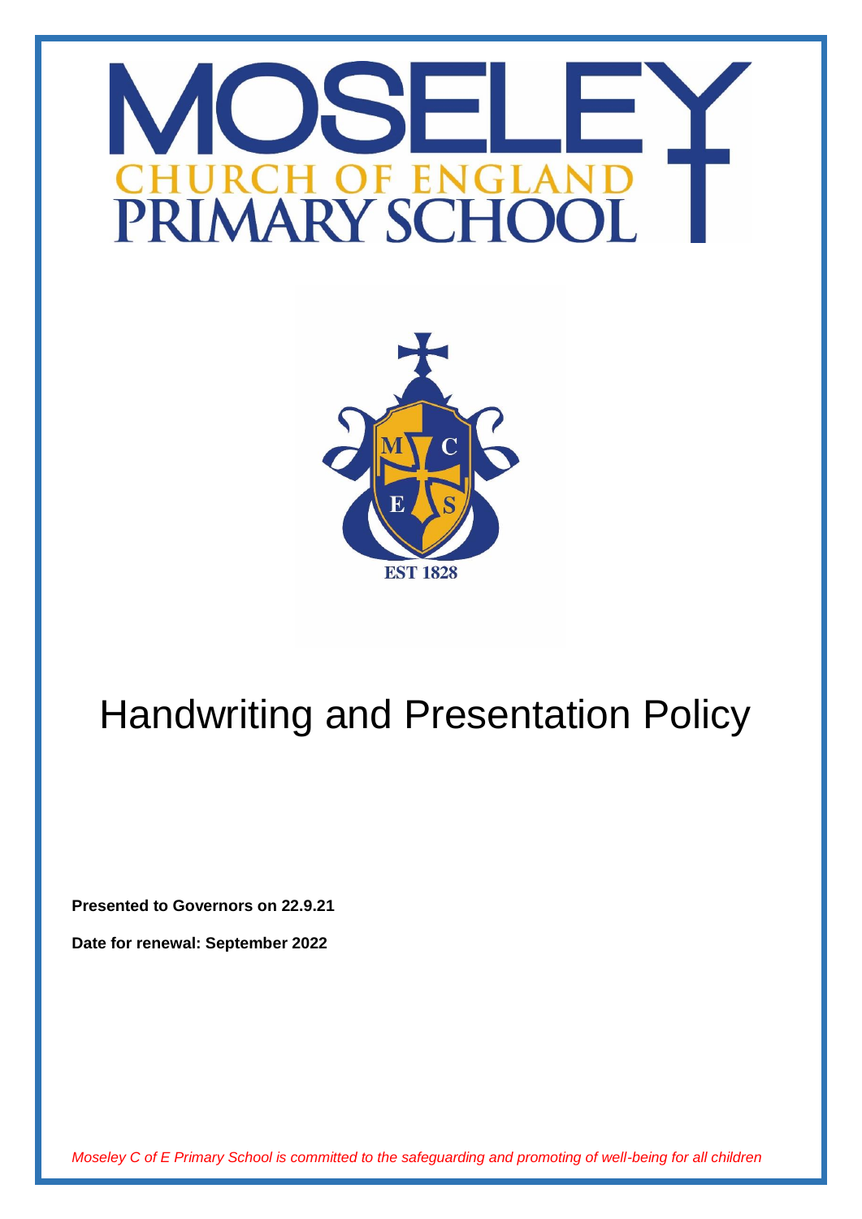# MOSELEY CHURCH OF ENGLAND PRIMARY SCHOOL

EST 1828

# Handwriting and Presentation Policy

**Presented to Governors on 22.9.21**

**Date for renewal: September 2022**

*Moseley C of E Primary School is committed to the safeguarding and promoting of well-being for all children*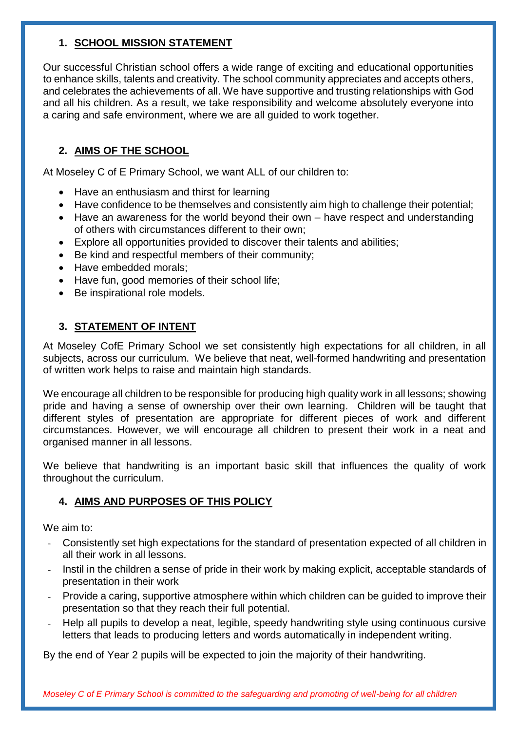## 1. SCHOOL MISSION STATEMENT

Our successful Christian school offers a wide range of exciting and educational opportunities to enhance skills, talents and creativity. The school community appreciates and accepts others, and celebrates the achievements of all. We have supportive and trusting relationships with God and all his children. As a result, we take responsibility and welcome absolutely everyone into a caring and safe environment, where we are all guided to work together.

## 2. AIMS OF THE SCHOOL

At Moseley C of E Primary School, we want ALL of our children to:

- Have an enthusiasm and thirst for learning
- Have confidence to be themselves and consistently aim high to challenge their potential;
- Have an awareness for the world beyond their own – have respect and understanding of others with circumstances different to their own;
- Explore all opportunities provided to discover their talents and abilities;
- Be kind and respectful members of their community;
- Have embedded morals;
- Have fun, good memories of their school life;
- Be inspirational role models.

## 3. STATEMENT OF INTENT

At Moseley CofE Primary School we set consistently high expectations for all children, in all subjects, across our curriculum. We believe that neat, well-formed handwriting and presentation of written work helps to raise and maintain high standards.

We encourage all children to be responsible for producing high quality work in all lessons; showing pride and having a sense of ownership over their own learning. Children will be taught that different styles of presentation are appropriate for different pieces of work and different circumstances. However, we will encourage all children to present their work in a neat and organised manner in all lessons.

We believe that handwriting is an important basic skill that influences the quality of work throughout the curriculum.

## 4. AIMS AND PURPOSES OF THIS POLICY

We aim to:

- Consistently set high expectations for the standard of presentation expected of all children in all their work in all lessons.
- Instil in the children a sense of pride in their work by making explicit, acceptable standards of presentation in their work
- Provide a caring, supportive atmosphere within which children can be guided to improve their presentation so that they reach their full potential.
- Help all pupils to develop a neat, legible, speedy handwriting style using continuous cursive letters that leads to producing letters and words automatically in independent writing.

By the end of Year 2 pupils will be expected to join the majority of their handwriting.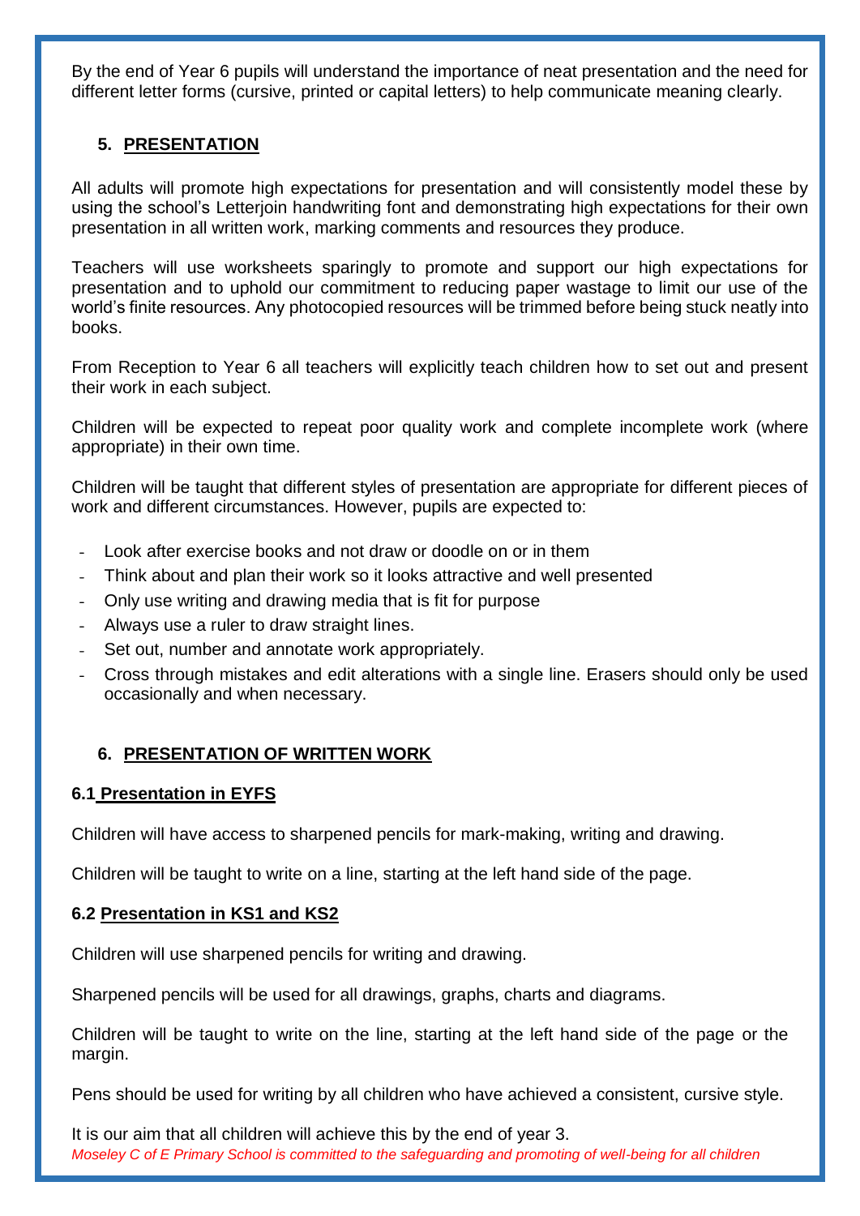By the end of Year 6 pupils will understand the importance of neat presentation and the need for different letter forms (cursive, printed or capital letters) to help communicate meaning clearly.

## 5. PRESENTATION

All adults will promote high expectations for presentation and will consistently model these by using the school's Letterjoin handwriting font and demonstrating high expectations for their own presentation in all written work, marking comments and resources they produce.

Teachers will use worksheets sparingly to promote and support our high expectations for presentation and to uphold our commitment to reducing paper wastage to limit our use of the world's finite resources. Any photocopied resources will be trimmed before being stuck neatly into books.

From Reception to Year 6 all teachers will explicitly teach children how to set out and present their work in each subject.

Children will be expected to repeat poor quality work and complete incomplete work (where appropriate) in their own time.

Children will be taught that different styles of presentation are appropriate for different pieces of work and different circumstances. However, pupils are expected to:

- Look after exercise books and not draw or doodle on or in them
- Think about and plan their work so it looks attractive and well presented
- Only use writing and drawing media that is fit for purpose
- Always use a ruler to draw straight lines.
- Set out, number and annotate work appropriately.
- Cross through mistakes and edit alterations with a single line. Erasers should only be used occasionally and when necessary.

## 6. PRESENTATION OF WRITTEN WORK

### 6.1 Presentation in EYFS

Children will have access to sharpened pencils for mark-making, writing and drawing.

Children will be taught to write on a line, starting at the left hand side of the page.

### 6.2 Presentation in KS1 and KS2

Children will use sharpened pencils for writing and drawing.

Sharpened pencils will be used for all drawings, graphs, charts and diagrams.

Children will be taught to write on the line, starting at the left hand side of the page or the margin.

Pens should be used for writing by all children who have achieved a consistent, cursive style.

It is our aim that all children will achieve this by the end of year 3.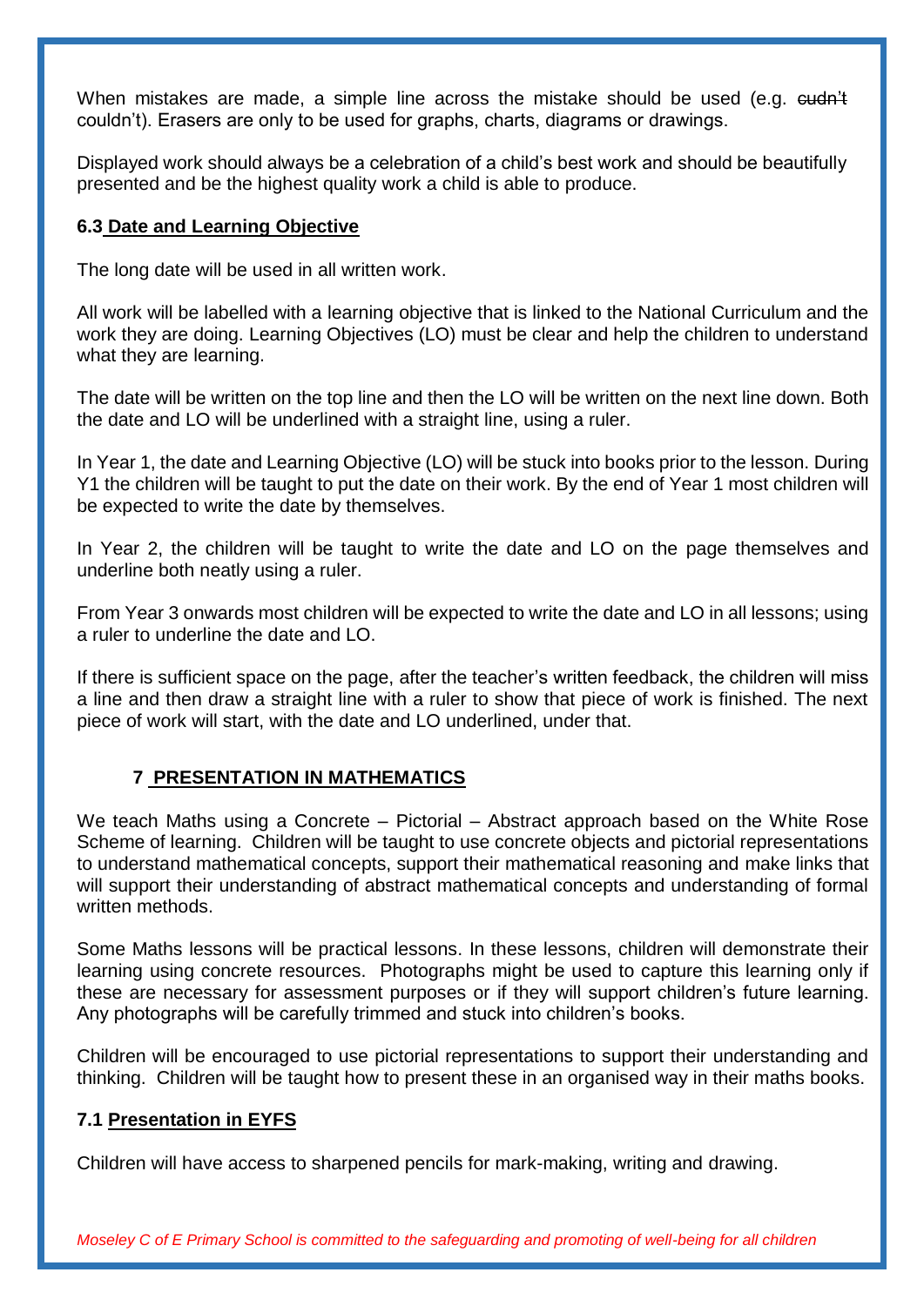When mistakes are made, a simple line across the mistake should be used (e.g. ~~cudn't~~ couldn't). Erasers are only to be used for graphs, charts, diagrams or drawings.

Displayed work should always be a celebration of a child's best work and should be beautifully presented and be the highest quality work a child is able to produce.

### 6.3 Date and Learning Objective

The long date will be used in all written work.

All work will be labelled with a learning objective that is linked to the National Curriculum and the work they are doing. Learning Objectives (LO) must be clear and help the children to understand what they are learning.

The date will be written on the top line and then the LO will be written on the next line down. Both the date and LO will be underlined with a straight line, using a ruler.

In Year 1, the date and Learning Objective (LO) will be stuck into books prior to the lesson. During Y1 the children will be taught to put the date on their work. By the end of Year 1 most children will be expected to write the date by themselves.

In Year 2, the children will be taught to write the date and LO on the page themselves and underline both neatly using a ruler.

From Year 3 onwards most children will be expected to write the date and LO in all lessons; using a ruler to underline the date and LO.

If there is sufficient space on the page, after the teacher's written feedback, the children will miss a line and then draw a straight line with a ruler to show that piece of work is finished. The next piece of work will start, with the date and LO underlined, under that.

## 7 PRESENTATION IN MATHEMATICS

We teach Maths using a Concrete – Pictorial – Abstract approach based on the White Rose Scheme of learning. Children will be taught to use concrete objects and pictorial representations to understand mathematical concepts, support their mathematical reasoning and make links that will support their understanding of abstract mathematical concepts and understanding of formal written methods.

Some Maths lessons will be practical lessons. In these lessons, children will demonstrate their learning using concrete resources. Photographs might be used to capture this learning only if these are necessary for assessment purposes or if they will support children's future learning. Any photographs will be carefully trimmed and stuck into children's books.

Children will be encouraged to use pictorial representations to support their understanding and thinking. Children will be taught how to present these in an organised way in their maths books.

### 7.1 Presentation in EYFS

Children will have access to sharpened pencils for mark-making, writing and drawing.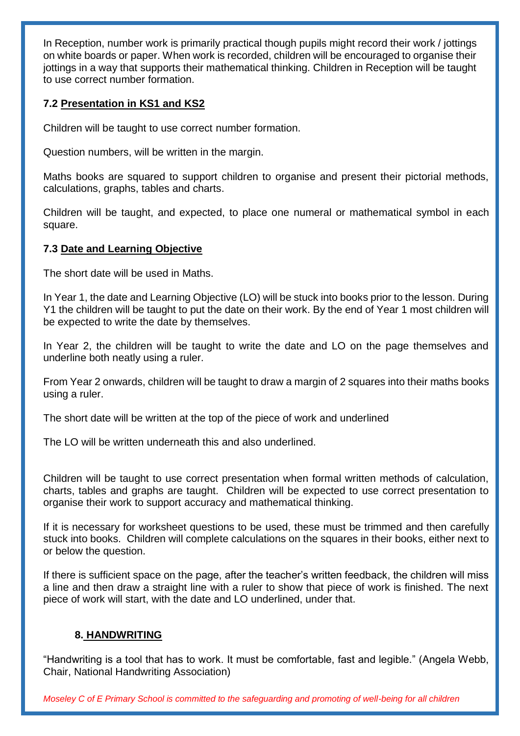In Reception, number work is primarily practical though pupils might record their work / jottings on white boards or paper. When work is recorded, children will be encouraged to organise their jottings in a way that supports their mathematical thinking. Children in Reception will be taught to use correct number formation.

### 7.2 Presentation in KS1 and KS2

Children will be taught to use correct number formation.

Question numbers, will be written in the margin.

Maths books are squared to support children to organise and present their pictorial methods, calculations, graphs, tables and charts.

Children will be taught, and expected, to place one numeral or mathematical symbol in each square.

### 7.3 Date and Learning Objective

The short date will be used in Maths.

In Year 1, the date and Learning Objective (LO) will be stuck into books prior to the lesson. During Y1 the children will be taught to put the date on their work. By the end of Year 1 most children will be expected to write the date by themselves.

In Year 2, the children will be taught to write the date and LO on the page themselves and underline both neatly using a ruler.

From Year 2 onwards, children will be taught to draw a margin of 2 squares into their maths books using a ruler.

The short date will be written at the top of the piece of work and underlined

The LO will be written underneath this and also underlined.

Children will be taught to use correct presentation when formal written methods of calculation, charts, tables and graphs are taught. Children will be expected to use correct presentation to organise their work to support accuracy and mathematical thinking.

If it is necessary for worksheet questions to be used, these must be trimmed and then carefully stuck into books. Children will complete calculations on the squares in their books, either next to or below the question.

If there is sufficient space on the page, after the teacher's written feedback, the children will miss a line and then draw a straight line with a ruler to show that piece of work is finished. The next piece of work will start, with the date and LO underlined, under that.

## 8. HANDWRITING

"Handwriting is a tool that has to work. It must be comfortable, fast and legible." (Angela Webb, Chair, National Handwriting Association)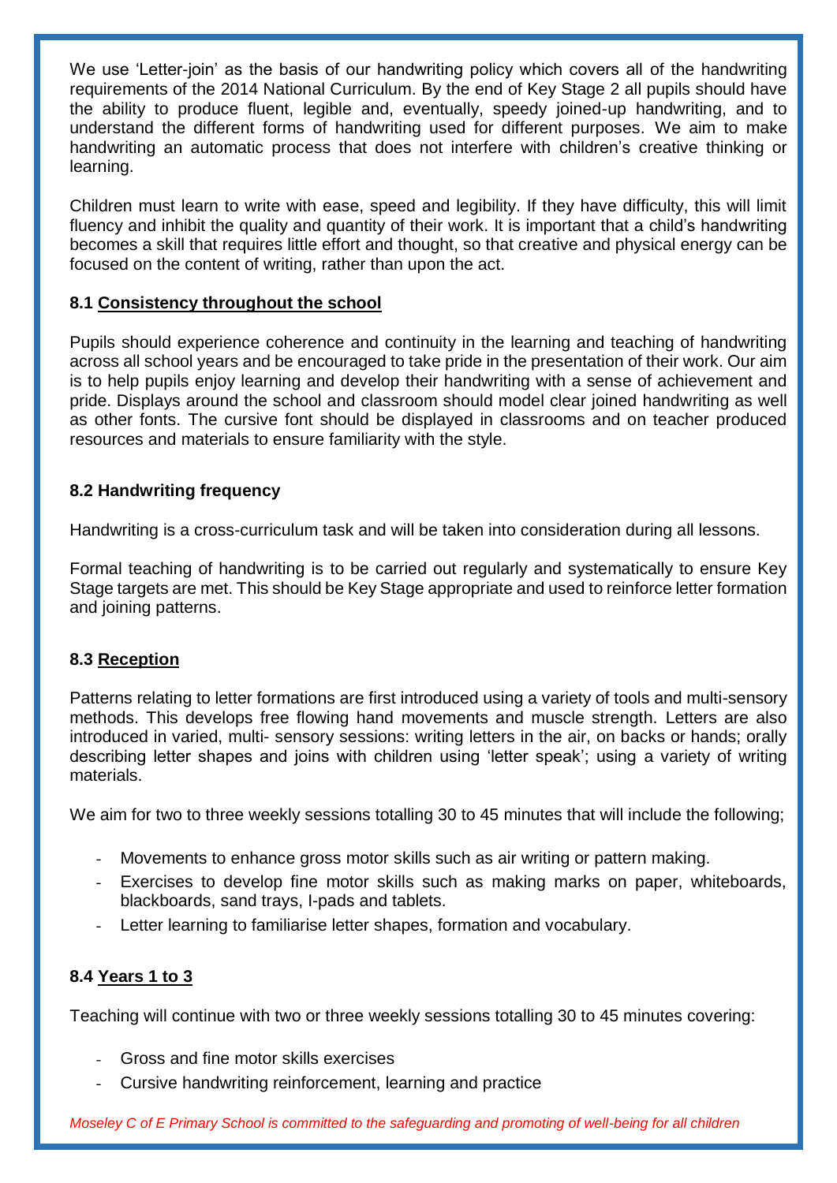We use 'Letter-join' as the basis of our handwriting policy which covers all of the handwriting requirements of the 2014 National Curriculum. By the end of Key Stage 2 all pupils should have the ability to produce fluent, legible and, eventually, speedy joined-up handwriting, and to understand the different forms of handwriting used for different purposes. We aim to make handwriting an automatic process that does not interfere with children's creative thinking or learning.

Children must learn to write with ease, speed and legibility. If they have difficulty, this will limit fluency and inhibit the quality and quantity of their work. It is important that a child's handwriting becomes a skill that requires little effort and thought, so that creative and physical energy can be focused on the content of writing, rather than upon the act.

### 8.1 Consistency throughout the school

Pupils should experience coherence and continuity in the learning and teaching of handwriting across all school years and be encouraged to take pride in the presentation of their work. Our aim is to help pupils enjoy learning and develop their handwriting with a sense of achievement and pride. Displays around the school and classroom should model clear joined handwriting as well as other fonts. The cursive font should be displayed in classrooms and on teacher produced resources and materials to ensure familiarity with the style.

### 8.2 Handwriting frequency

Handwriting is a cross-curriculum task and will be taken into consideration during all lessons.

Formal teaching of handwriting is to be carried out regularly and systematically to ensure Key Stage targets are met. This should be Key Stage appropriate and used to reinforce letter formation and joining patterns.

### 8.3 Reception

Patterns relating to letter formations are first introduced using a variety of tools and multi-sensory methods. This develops free flowing hand movements and muscle strength. Letters are also introduced in varied, multi- sensory sessions: writing letters in the air, on backs or hands; orally describing letter shapes and joins with children using 'letter speak'; using a variety of writing materials.

We aim for two to three weekly sessions totalling 30 to 45 minutes that will include the following;

- Movements to enhance gross motor skills such as air writing or pattern making.
- Exercises to develop fine motor skills such as making marks on paper, whiteboards, blackboards, sand trays, I-pads and tablets.
- Letter learning to familiarise letter shapes, formation and vocabulary.

### 8.4 Years 1 to 3

Teaching will continue with two or three weekly sessions totalling 30 to 45 minutes covering:

- Gross and fine motor skills exercises
- Cursive handwriting reinforcement, learning and practice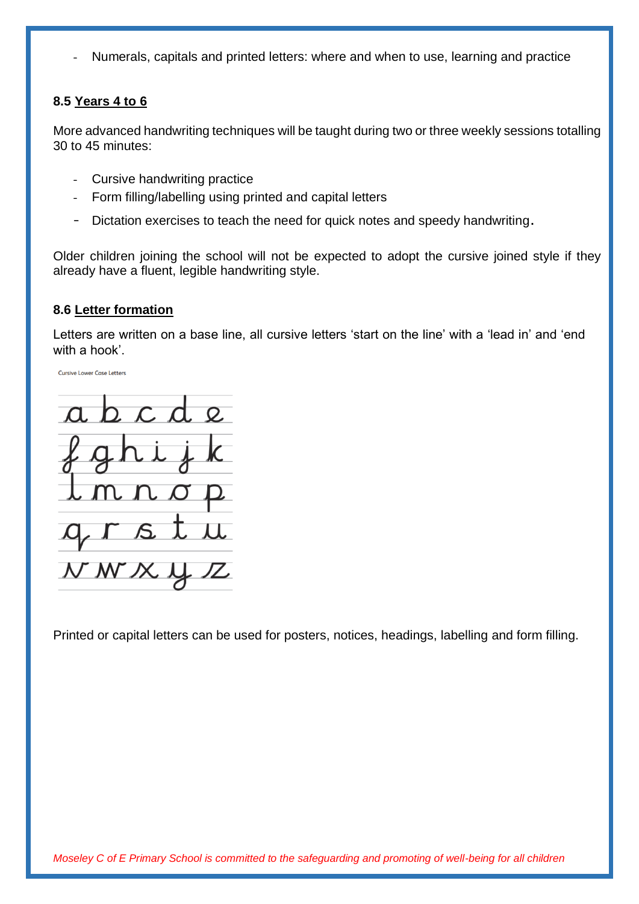- Numerals, capitals and printed letters: where and when to use, learning and practice

### 8.5 Years 4 to 6

More advanced handwriting techniques will be taught during two or three weekly sessions totalling 30 to 45 minutes:

- Cursive handwriting practice
- Form filling/labelling using printed and capital letters
- Dictation exercises to teach the need for quick notes and speedy handwriting.

Older children joining the school will not be expected to adopt the cursive joined style if they already have a fluent, legible handwriting style.

### 8.6 Letter formation

Letters are written on a base line, all cursive letters 'start on the line' with a 'lead in' and 'end with a hook'.

Cursive Lower Case Letters

a b c d e
f g h i j k
l m n o p
q r s t u
v w x y z

Printed or capital letters can be used for posters, notices, headings, labelling and form filling.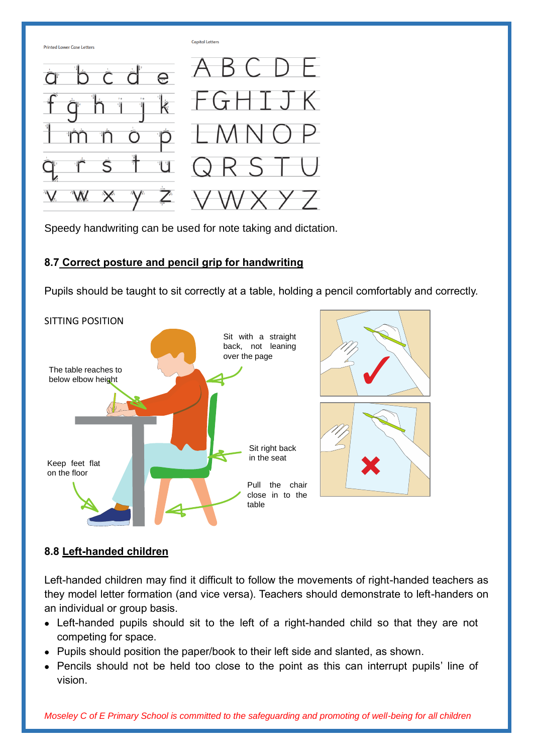Printed Lower Case Letters

a b c d e
f g h i j k
l m n o p
q r s t u
v w x y z

Capital Letters

A B C D E
F G H I J K
L M N O P
Q R S T U
V W X Y Z

Speedy handwriting can be used for note taking and dictation.

## 8.7 Correct posture and pencil grip for handwriting

Pupils should be taught to sit correctly at a table, holding a pencil comfortably and correctly.

SITTING POSITION

- Sit with a straight back, not leaning over the page
- The table reaches to below elbow height
- Sit right back in the seat
- Keep feet flat on the floor
- Pull the chair close in to the table

## 8.8 Left-handed children

Left-handed children may find it difficult to follow the movements of right-handed teachers as they model letter formation (and vice versa). Teachers should demonstrate to left-handers on an individual or group basis.

- Left-handed pupils should sit to the left of a right-handed child so that they are not competing for space.
- Pupils should position the paper/book to their left side and slanted, as shown.
- Pencils should not be held too close to the point as this can interrupt pupils' line of vision.

*Moseley C of E Primary School is committed to the safeguarding and promoting of well-being for all children*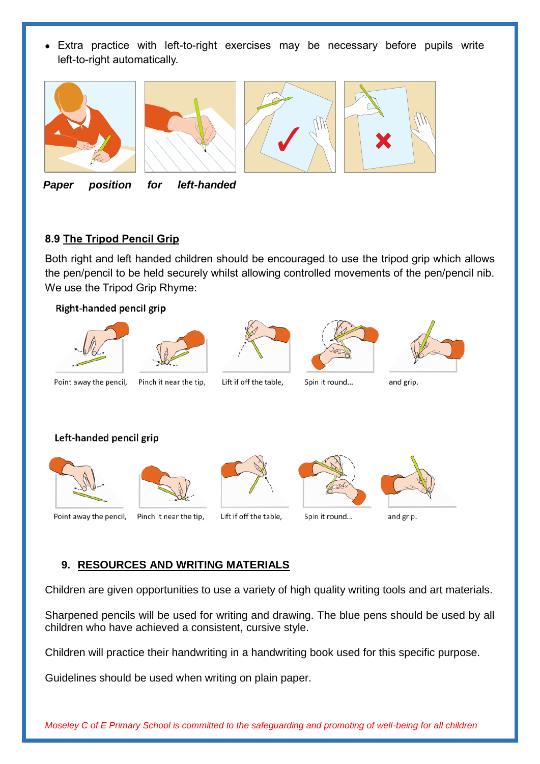- Extra practice with left-to-right exercises may be necessary before pupils write left-to-right automatically.

***Paper position for left-handed***

### 8.9 The Tripod Pencil Grip

Both right and left handed children should be encouraged to use the tripod grip which allows the pen/pencil to be held securely whilst allowing controlled movements of the pen/pencil nib. We use the Tripod Grip Rhyme:

**Right-handed pencil grip**

Point away the pencil, Pinch it near the tip, Lift if off the table, Spin it round... and grip.

**Left-handed pencil grip**

Point away the pencil, Pinch it near the tip, Lift if off the table, Spin it round... and grip.

## 9. RESOURCES AND WRITING MATERIALS

Children are given opportunities to use a variety of high quality writing tools and art materials.

Sharpened pencils will be used for writing and drawing. The blue pens should be used by all children who have achieved a consistent, cursive style.

Children will practice their handwriting in a handwriting book used for this specific purpose.

Guidelines should be used when writing on plain paper.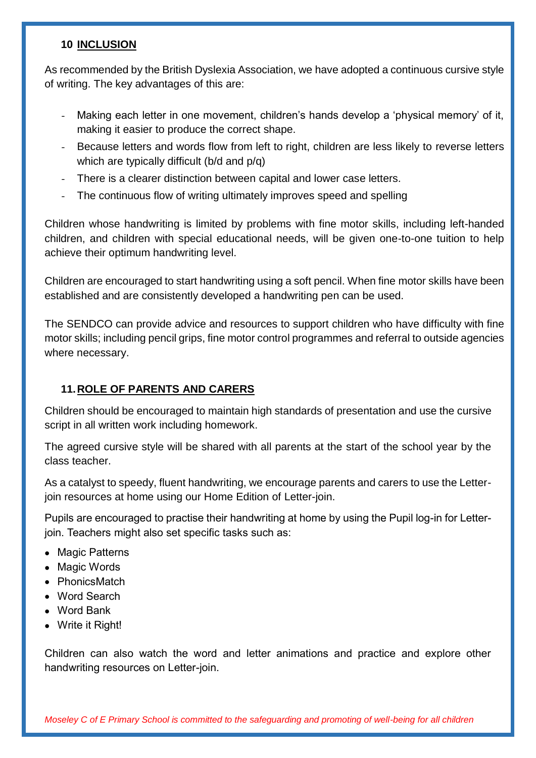## 10 INCLUSION

As recommended by the British Dyslexia Association, we have adopted a continuous cursive style of writing. The key advantages of this are:

- Making each letter in one movement, children's hands develop a 'physical memory' of it, making it easier to produce the correct shape.
- Because letters and words flow from left to right, children are less likely to reverse letters which are typically difficult (b/d and p/q)
- There is a clearer distinction between capital and lower case letters.
- The continuous flow of writing ultimately improves speed and spelling

Children whose handwriting is limited by problems with fine motor skills, including left-handed children, and children with special educational needs, will be given one-to-one tuition to help achieve their optimum handwriting level.

Children are encouraged to start handwriting using a soft pencil. When fine motor skills have been established and are consistently developed a handwriting pen can be used.

The SENDCO can provide advice and resources to support children who have difficulty with fine motor skills; including pencil grips, fine motor control programmes and referral to outside agencies where necessary.

## 11. ROLE OF PARENTS AND CARERS

Children should be encouraged to maintain high standards of presentation and use the cursive script in all written work including homework.

The agreed cursive style will be shared with all parents at the start of the school year by the class teacher.

As a catalyst to speedy, fluent handwriting, we encourage parents and carers to use the Letter-join resources at home using our Home Edition of Letter-join.

Pupils are encouraged to practise their handwriting at home by using the Pupil log-in for Letter-join. Teachers might also set specific tasks such as:

- Magic Patterns
- Magic Words
- PhonicsMatch
- Word Search
- Word Bank
- Write it Right!

Children can also watch the word and letter animations and practice and explore other handwriting resources on Letter-join.

*Moseley C of E Primary School is committed to the safeguarding and promoting of well-being for all children*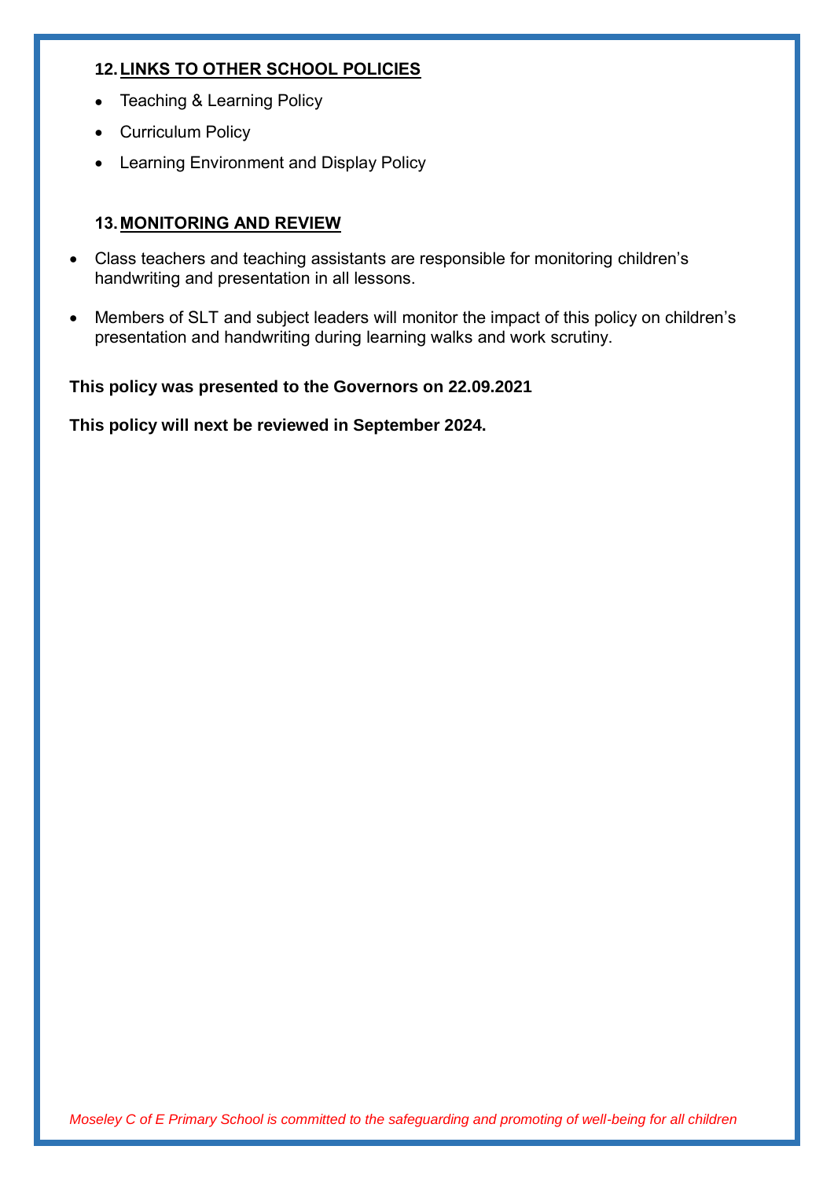## 12. LINKS TO OTHER SCHOOL POLICIES

- Teaching & Learning Policy
- Curriculum Policy
- Learning Environment and Display Policy

## 13. MONITORING AND REVIEW

- Class teachers and teaching assistants are responsible for monitoring children's handwriting and presentation in all lessons.
- Members of SLT and subject leaders will monitor the impact of this policy on children's presentation and handwriting during learning walks and work scrutiny.

**This policy was presented to the Governors on 22.09.2021**

**This policy will next be reviewed in September 2024.**